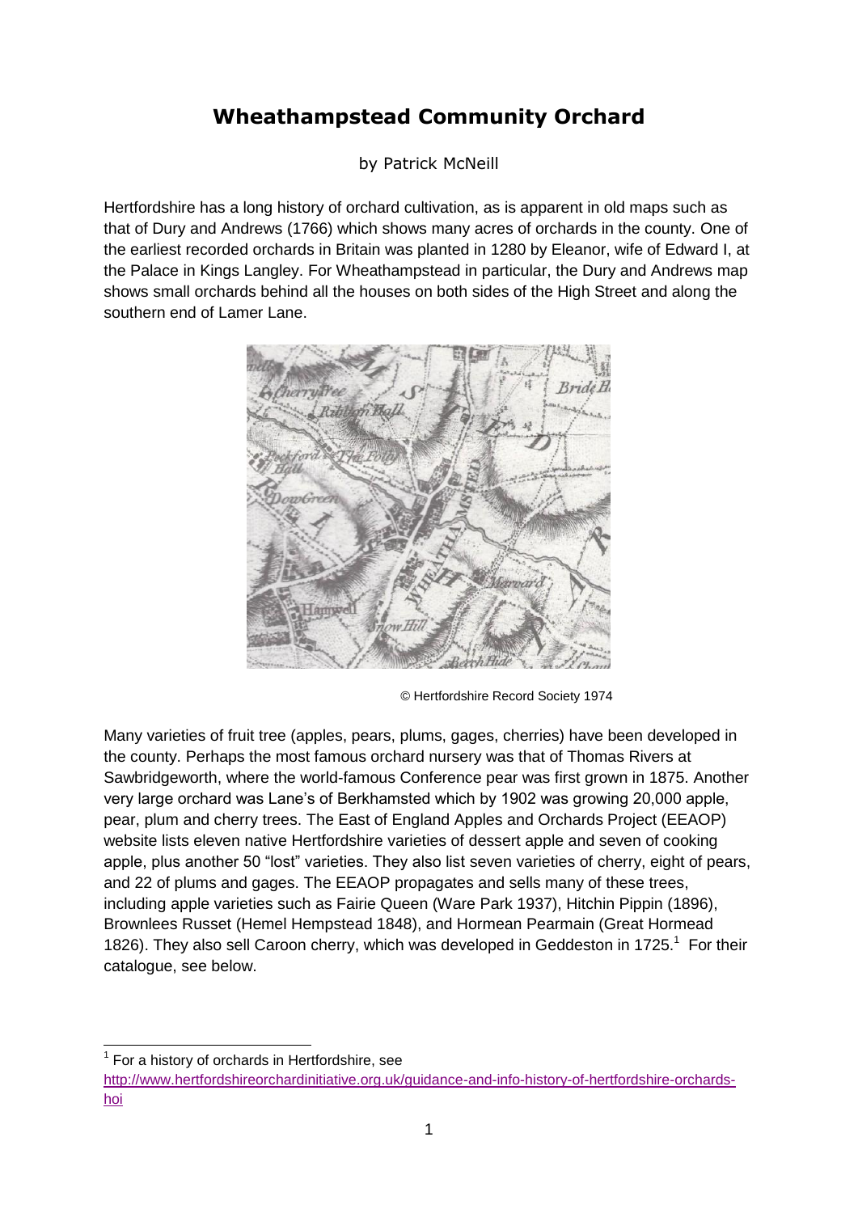# Wheathampstead Community Orchard

by Patrick McNeill

Hertfordshire has a long history of orchard cultivation, as is apparent in old maps such as that of Dury and Andrews (1766) which shows many acres of orchards in the county. One of the earliest recorded orchards in Britain was planted in 1280 by Eleanor, wife of Edward I, at the Palace in Kings Langley. For Wheathampstead in particular, the Dury and Andrews map shows small orchards behind all the houses on both sides of the High Street and along the southern end of Lamer Lane.

© Hertfordshire Record Society 1974

Many varieties of fruit tree (apples, pears, plums, gages, cherries) have been developed in the county. Perhaps the most famous orchard nursery was that of Thomas Rivers at Sawbridgeworth, where the world-famous Conference pear was first grown in 1875. Another very large orchard was Lane's of Berkhamsted which by 1902 was growing 20,000 apple, pear, plum and cherry trees. The East of England Apples and Orchards Project (EEAOP) website lists eleven native Hertfordshire varieties of dessert apple and seven of cooking apple, plus another 50 "lost" varieties. They also list seven varieties of cherry, eight of pears, and 22 of plums and gages. The EEAOP propagates and sells many of these trees, including apple varieties such as Fairie Queen (Ware Park 1937), Hitchin Pippin (1896), Brownlees Russet (Hemel Hempstead 1848), and Hormean Pearmain (Great Hormead 1826). They also sell Caroon cherry, which was developed in Geddeston in 1725.[1] For their catalogue, see below.

[1] For a history of orchards in Hertfordshire, see http://www.hertfordshireorchardinitiative.org.uk/guidance-and-info-history-of-hertfordshire-orchards-hoi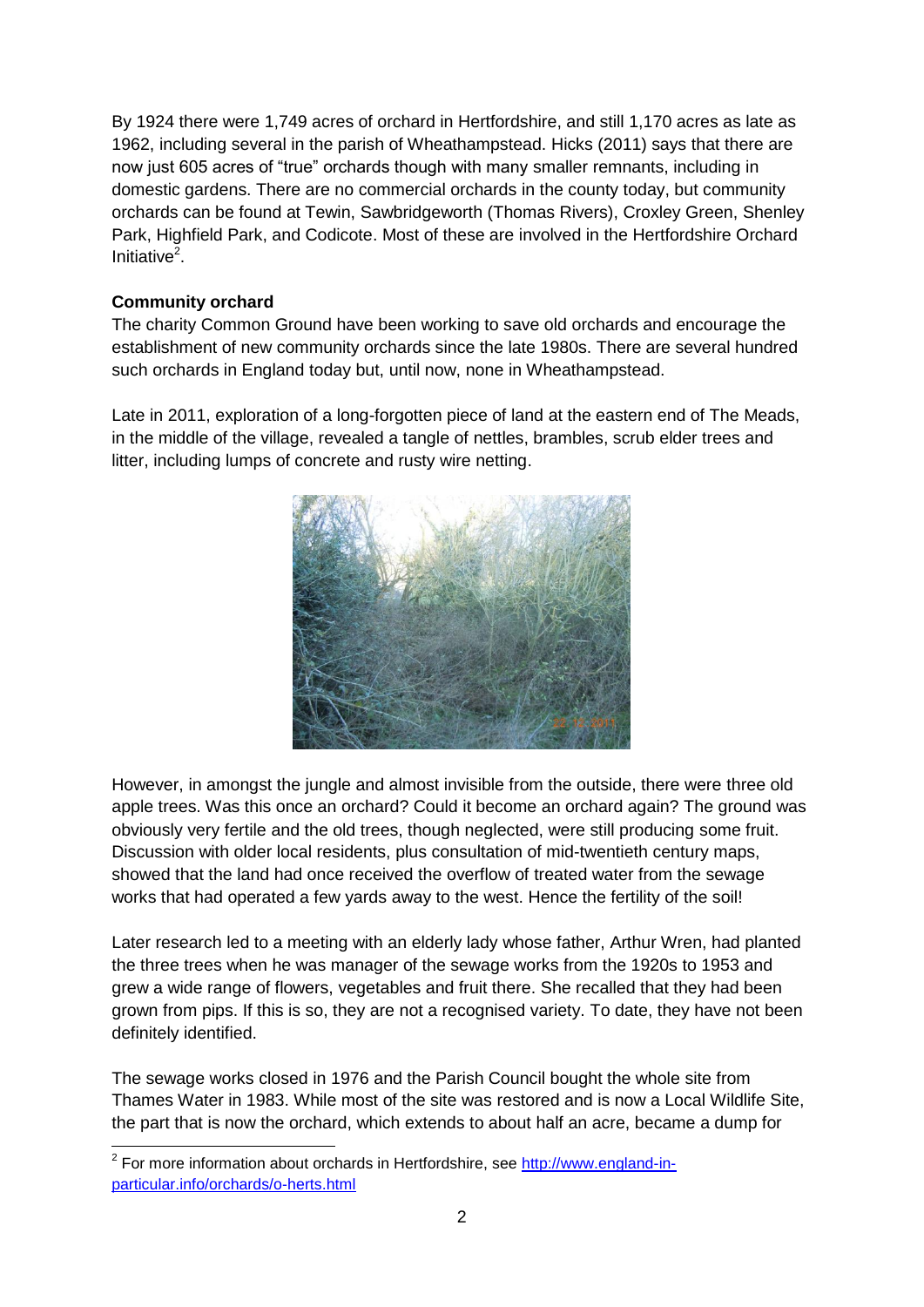By 1924 there were 1,749 acres of orchard in Hertfordshire, and still 1,170 acres as late as 1962, including several in the parish of Wheathampstead. Hicks (2011) says that there are now just 605 acres of "true" orchards though with many smaller remnants, including in domestic gardens. There are no commercial orchards in the county today, but community orchards can be found at Tewin, Sawbridgeworth (Thomas Rivers), Croxley Green, Shenley Park, Highfield Park, and Codicote. Most of these are involved in the Hertfordshire Orchard Initiative[2].

**Community orchard**

The charity Common Ground have been working to save old orchards and encourage the establishment of new community orchards since the late 1980s. There are several hundred such orchards in England today but, until now, none in Wheathampstead.

Late in 2011, exploration of a long-forgotten piece of land at the eastern end of The Meads, in the middle of the village, revealed a tangle of nettles, brambles, scrub elder trees and litter, including lumps of concrete and rusty wire netting.

However, in amongst the jungle and almost invisible from the outside, there were three old apple trees. Was this once an orchard? Could it become an orchard again? The ground was obviously very fertile and the old trees, though neglected, were still producing some fruit. Discussion with older local residents, plus consultation of mid-twentieth century maps, showed that the land had once received the overflow of treated water from the sewage works that had operated a few yards away to the west. Hence the fertility of the soil!

Later research led to a meeting with an elderly lady whose father, Arthur Wren, had planted the three trees when he was manager of the sewage works from the 1920s to 1953 and grew a wide range of flowers, vegetables and fruit there. She recalled that they had been grown from pips. If this is so, they are not a recognised variety. To date, they have not been definitely identified.

The sewage works closed in 1976 and the Parish Council bought the whole site from Thames Water in 1983. While most of the site was restored and is now a Local Wildlife Site, the part that is now the orchard, which extends to about half an acre, became a dump for

[2] For more information about orchards in Hertfordshire, see http://www.england-in-particular.info/orchards/o-herts.html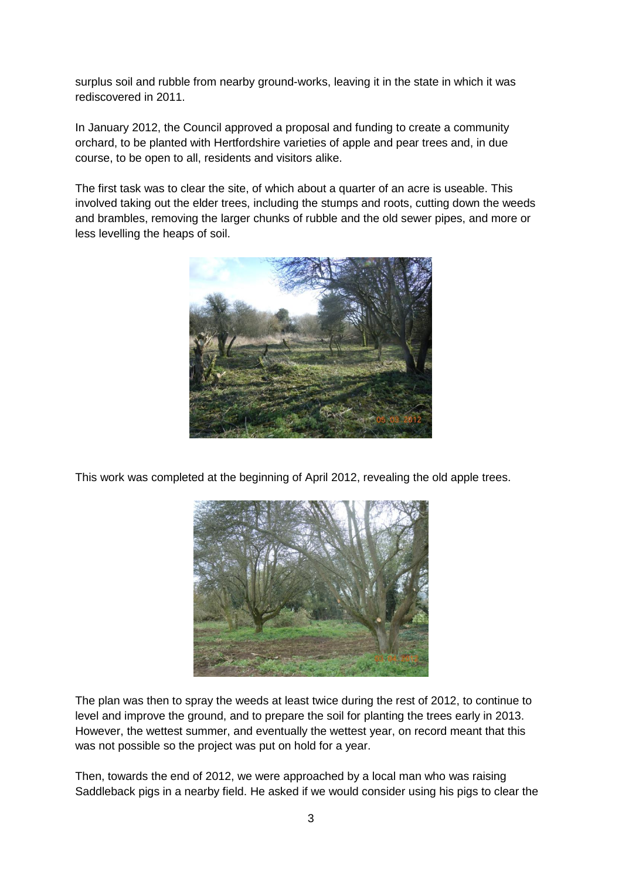surplus soil and rubble from nearby ground-works, leaving it in the state in which it was rediscovered in 2011.

In January 2012, the Council approved a proposal and funding to create a community orchard, to be planted with Hertfordshire varieties of apple and pear trees and, in due course, to be open to all, residents and visitors alike.

The first task was to clear the site, of which about a quarter of an acre is useable. This involved taking out the elder trees, including the stumps and roots, cutting down the weeds and brambles, removing the larger chunks of rubble and the old sewer pipes, and more or less levelling the heaps of soil.

This work was completed at the beginning of April 2012, revealing the old apple trees.

The plan was then to spray the weeds at least twice during the rest of 2012, to continue to level and improve the ground, and to prepare the soil for planting the trees early in 2013. However, the wettest summer, and eventually the wettest year, on record meant that this was not possible so the project was put on hold for a year.

Then, towards the end of 2012, we were approached by a local man who was raising Saddleback pigs in a nearby field. He asked if we would consider using his pigs to clear the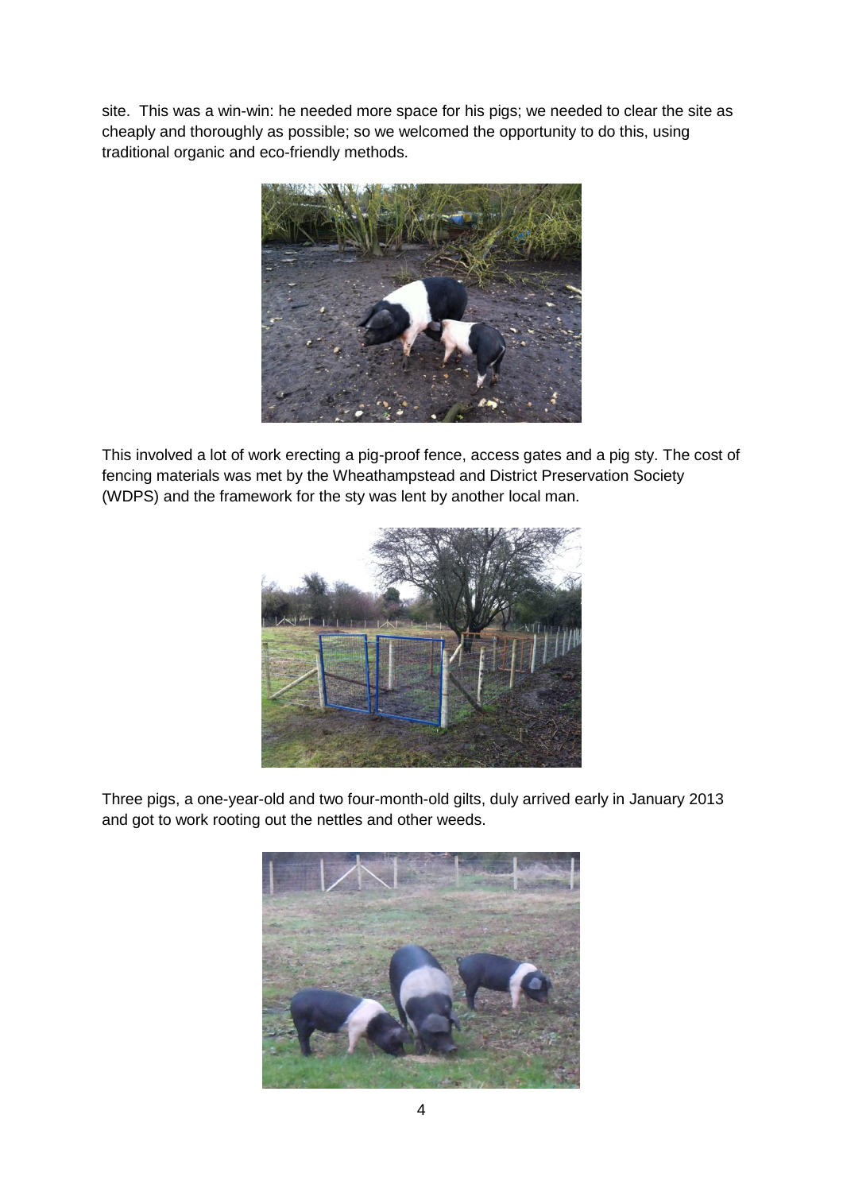site. This was a win-win: he needed more space for his pigs; we needed to clear the site as cheaply and thoroughly as possible; so we welcomed the opportunity to do this, using traditional organic and eco-friendly methods.

This involved a lot of work erecting a pig-proof fence, access gates and a pig sty. The cost of fencing materials was met by the Wheathampstead and District Preservation Society (WDPS) and the framework for the sty was lent by another local man.

Three pigs, a one-year-old and two four-month-old gilts, duly arrived early in January 2013 and got to work rooting out the nettles and other weeds.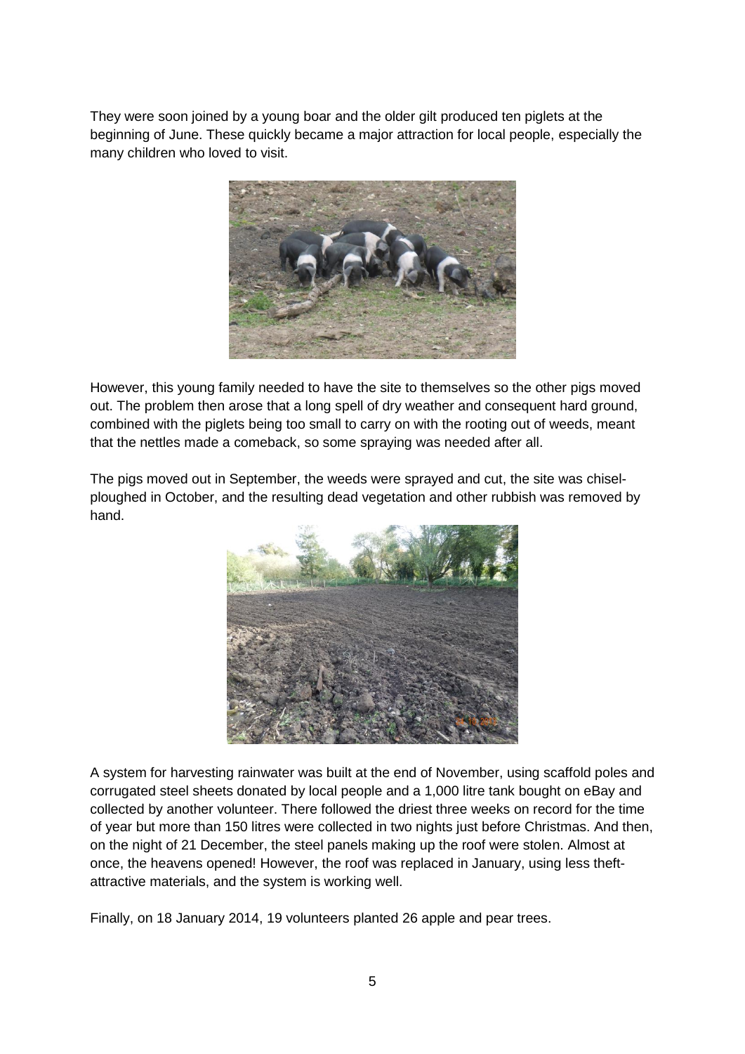They were soon joined by a young boar and the older gilt produced ten piglets at the beginning of June. These quickly became a major attraction for local people, especially the many children who loved to visit.

However, this young family needed to have the site to themselves so the other pigs moved out. The problem then arose that a long spell of dry weather and consequent hard ground, combined with the piglets being too small to carry on with the rooting out of weeds, meant that the nettles made a comeback, so some spraying was needed after all.

The pigs moved out in September, the weeds were sprayed and cut, the site was chisel-ploughed in October, and the resulting dead vegetation and other rubbish was removed by hand.

A system for harvesting rainwater was built at the end of November, using scaffold poles and corrugated steel sheets donated by local people and a 1,000 litre tank bought on eBay and collected by another volunteer. There followed the driest three weeks on record for the time of year but more than 150 litres were collected in two nights just before Christmas. And then, on the night of 21 December, the steel panels making up the roof were stolen. Almost at once, the heavens opened! However, the roof was replaced in January, using less theft-attractive materials, and the system is working well.

Finally, on 18 January 2014, 19 volunteers planted 26 apple and pear trees.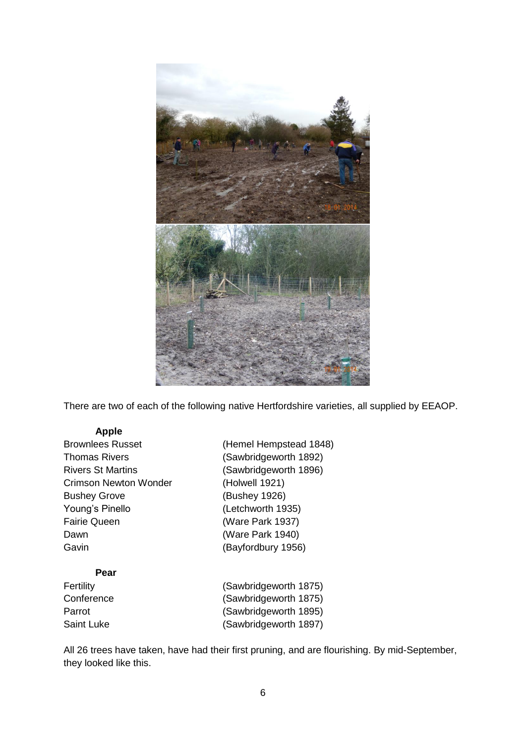There are two of each of the following native Hertfordshire varieties, all supplied by EEAOP.

**Apple**

| | |
|---|---|
| Brownlees Russet | (Hemel Hempstead 1848) |
| Thomas Rivers | (Sawbridgeworth 1892) |
| Rivers St Martins | (Sawbridgeworth 1896) |
| Crimson Newton Wonder | (Holwell 1921) |
| Bushey Grove | (Bushey 1926) |
| Young's Pinello | (Letchworth 1935) |
| Fairie Queen | (Ware Park 1937) |
| Dawn | (Ware Park 1940) |
| Gavin | (Bayfordbury 1956) |

**Pear**

| | |
|---|---|
| Fertility | (Sawbridgeworth 1875) |
| Conference | (Sawbridgeworth 1875) |
| Parrot | (Sawbridgeworth 1895) |
| Saint Luke | (Sawbridgeworth 1897) |

All 26 trees have taken, have had their first pruning, and are flourishing. By mid-September, they looked like this.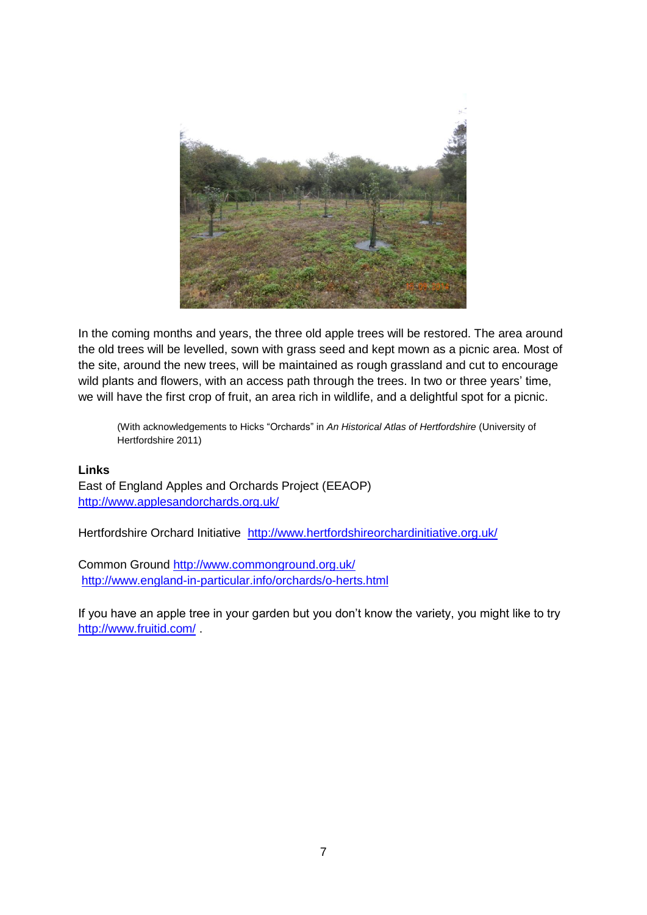In the coming months and years, the three old apple trees will be restored. The area around the old trees will be levelled, sown with grass seed and kept mown as a picnic area. Most of the site, around the new trees, will be maintained as rough grassland and cut to encourage wild plants and flowers, with an access path through the trees. In two or three years' time, we will have the first crop of fruit, an area rich in wildlife, and a delightful spot for a picnic.

> (With acknowledgements to Hicks "Orchards" in *An Historical Atlas of Hertfordshire* (University of Hertfordshire 2011)

**Links**

East of England Apples and Orchards Project (EEAOP)
http://www.applesandorchards.org.uk/

Hertfordshire Orchard Initiative http://www.hertfordshireorchardinitiative.org.uk/

Common Ground http://www.commonground.org.uk/
http://www.england-in-particular.info/orchards/o-herts.html

If you have an apple tree in your garden but you don't know the variety, you might like to try http://www.fruitid.com/ .